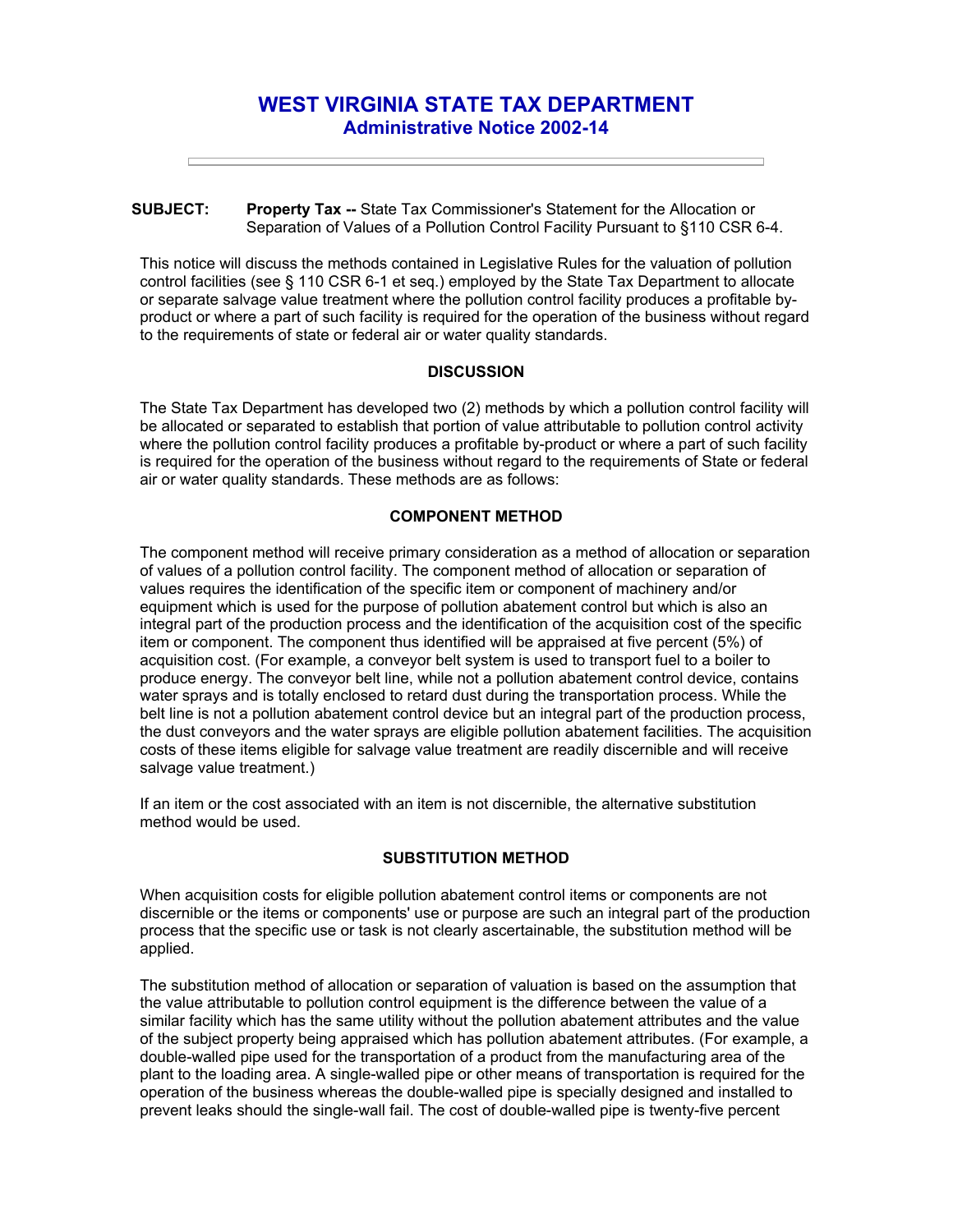# WEST VIRGINIA STATE TAX DEPARTMENT
## Administrative Notice 2002-14

---

**SUBJECT:** **Property Tax --** State Tax Commissioner's Statement for the Allocation or Separation of Values of a Pollution Control Facility Pursuant to §110 CSR 6-4.

This notice will discuss the methods contained in Legislative Rules for the valuation of pollution control facilities (see § 110 CSR 6-1 et seq.) employed by the State Tax Department to allocate or separate salvage value treatment where the pollution control facility produces a profitable by-product or where a part of such facility is required for the operation of the business without regard to the requirements of state or federal air or water quality standards.

### DISCUSSION

The State Tax Department has developed two (2) methods by which a pollution control facility will be allocated or separated to establish that portion of value attributable to pollution control activity where the pollution control facility produces a profitable by-product or where a part of such facility is required for the operation of the business without regard to the requirements of State or federal air or water quality standards. These methods are as follows:

### COMPONENT METHOD

The component method will receive primary consideration as a method of allocation or separation of values of a pollution control facility. The component method of allocation or separation of values requires the identification of the specific item or component of machinery and/or equipment which is used for the purpose of pollution abatement control but which is also an integral part of the production process and the identification of the acquisition cost of the specific item or component. The component thus identified will be appraised at five percent (5%) of acquisition cost. (For example, a conveyor belt system is used to transport fuel to a boiler to produce energy. The conveyor belt line, while not a pollution abatement control device, contains water sprays and is totally enclosed to retard dust during the transportation process. While the belt line is not a pollution abatement control device but an integral part of the production process, the dust conveyors and the water sprays are eligible pollution abatement facilities. The acquisition costs of these items eligible for salvage value treatment are readily discernible and will receive salvage value treatment.)

If an item or the cost associated with an item is not discernible, the alternative substitution method would be used.

### SUBSTITUTION METHOD

When acquisition costs for eligible pollution abatement control items or components are not discernible or the items or components' use or purpose are such an integral part of the production process that the specific use or task is not clearly ascertainable, the substitution method will be applied.

The substitution method of allocation or separation of valuation is based on the assumption that the value attributable to pollution control equipment is the difference between the value of a similar facility which has the same utility without the pollution abatement attributes and the value of the subject property being appraised which has pollution abatement attributes. (For example, a double-walled pipe used for the transportation of a product from the manufacturing area of the plant to the loading area. A single-walled pipe or other means of transportation is required for the operation of the business whereas the double-walled pipe is specially designed and installed to prevent leaks should the single-wall fail. The cost of double-walled pipe is twenty-five percent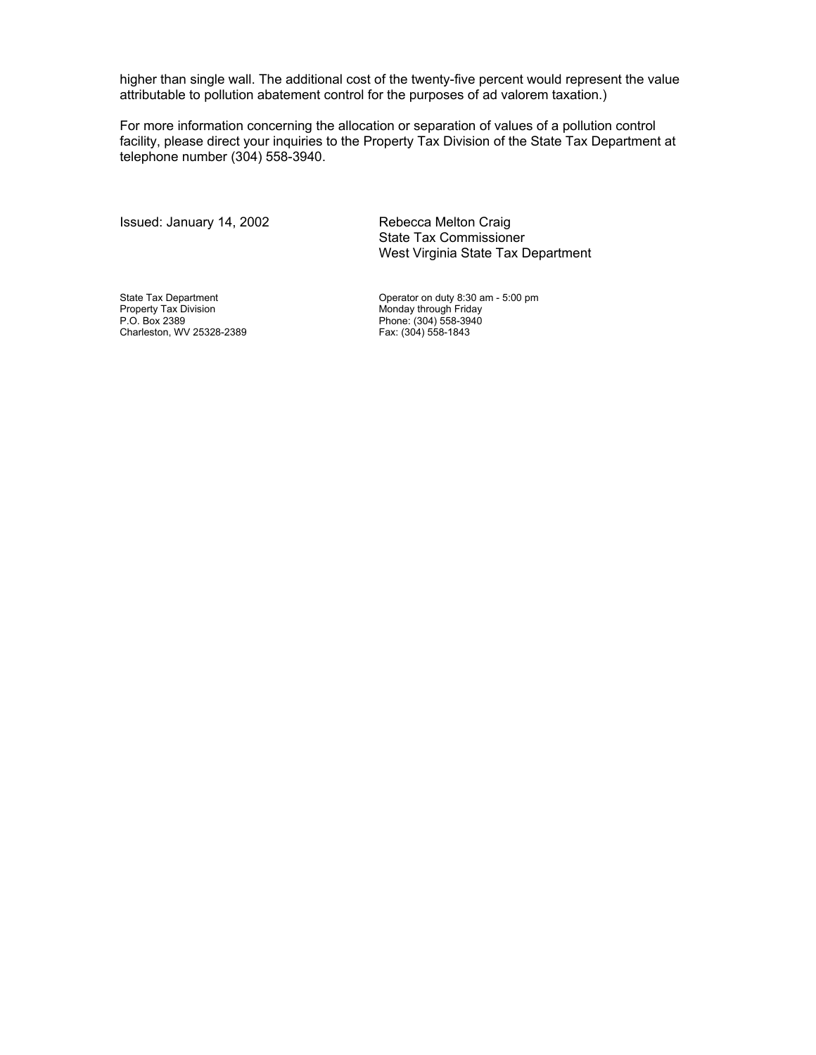higher than single wall. The additional cost of the twenty-five percent would represent the value attributable to pollution abatement control for the purposes of ad valorem taxation.)

For more information concerning the allocation or separation of values of a pollution control facility, please direct your inquiries to the Property Tax Division of the State Tax Department at telephone number (304) 558-3940.

Issued: January 14, 2002

Rebecca Melton Craig
State Tax Commissioner
West Virginia State Tax Department

State Tax Department
Property Tax Division
P.O. Box 2389
Charleston, WV 25328-2389

Operator on duty 8:30 am - 5:00 pm
Monday through Friday
Phone: (304) 558-3940
Fax: (304) 558-1843